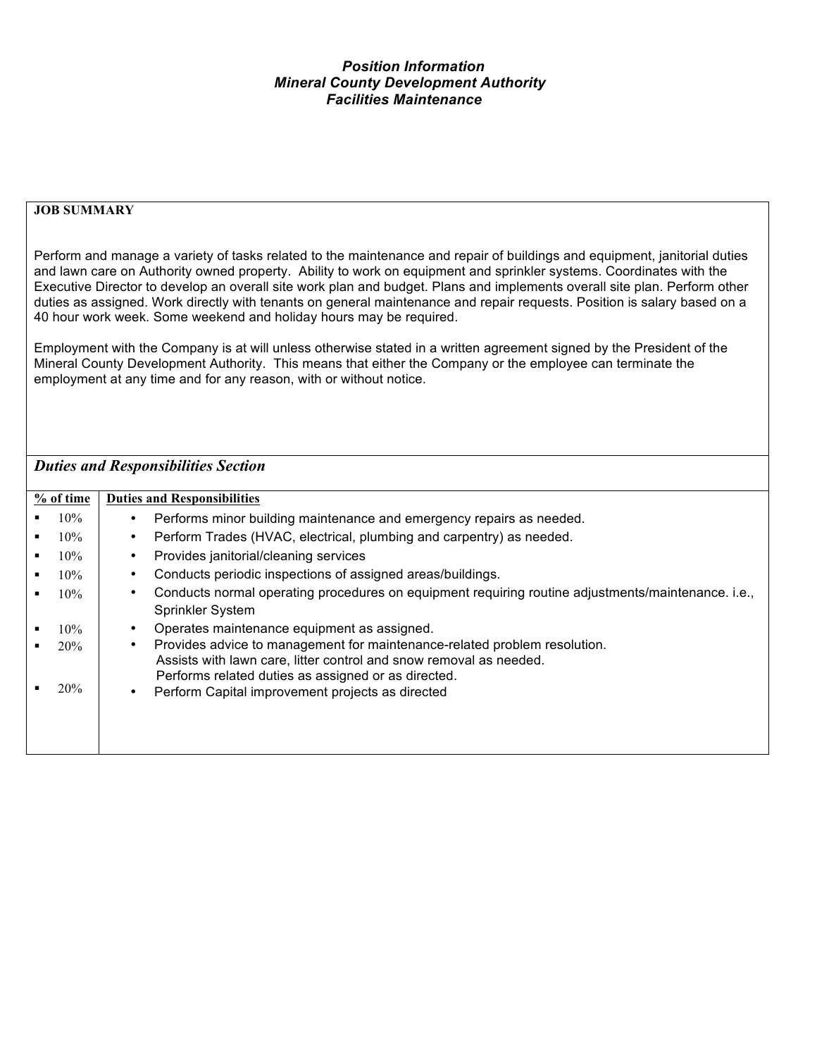***Position Information***
***Mineral County Development Authority***
***Facilities Maintenance***

**JOB SUMMARY**

Perform and manage a variety of tasks related to the maintenance and repair of buildings and equipment, janitorial duties and lawn care on Authority owned property. Ability to work on equipment and sprinkler systems. Coordinates with the Executive Director to develop an overall site work plan and budget. Plans and implements overall site plan. Perform other duties as assigned. Work directly with tenants on general maintenance and repair requests. Position is salary based on a 40 hour work week. Some weekend and holiday hours may be required.

Employment with the Company is at will unless otherwise stated in a written agreement signed by the President of the Mineral County Development Authority. This means that either the Company or the employee can terminate the employment at any time and for any reason, with or without notice.

## *Duties and Responsibilities Section*

| % of time | Duties and Responsibilities |
|---|---|
| 10% | Performs minor building maintenance and emergency repairs as needed. |
| 10% | Perform Trades (HVAC, electrical, plumbing and carpentry) as needed. |
| 10% | Provides janitorial/cleaning services |
| 10% | Conducts periodic inspections of assigned areas/buildings. |
| 10% | Conducts normal operating procedures on equipment requiring routine adjustments/maintenance. i.e., Sprinkler System |
| 10% | Operates maintenance equipment as assigned. |
| 20% | Provides advice to management for maintenance-related problem resolution. Assists with lawn care, litter control and snow removal as needed. Performs related duties as assigned or as directed. |
| 20% | Perform Capital improvement projects as directed |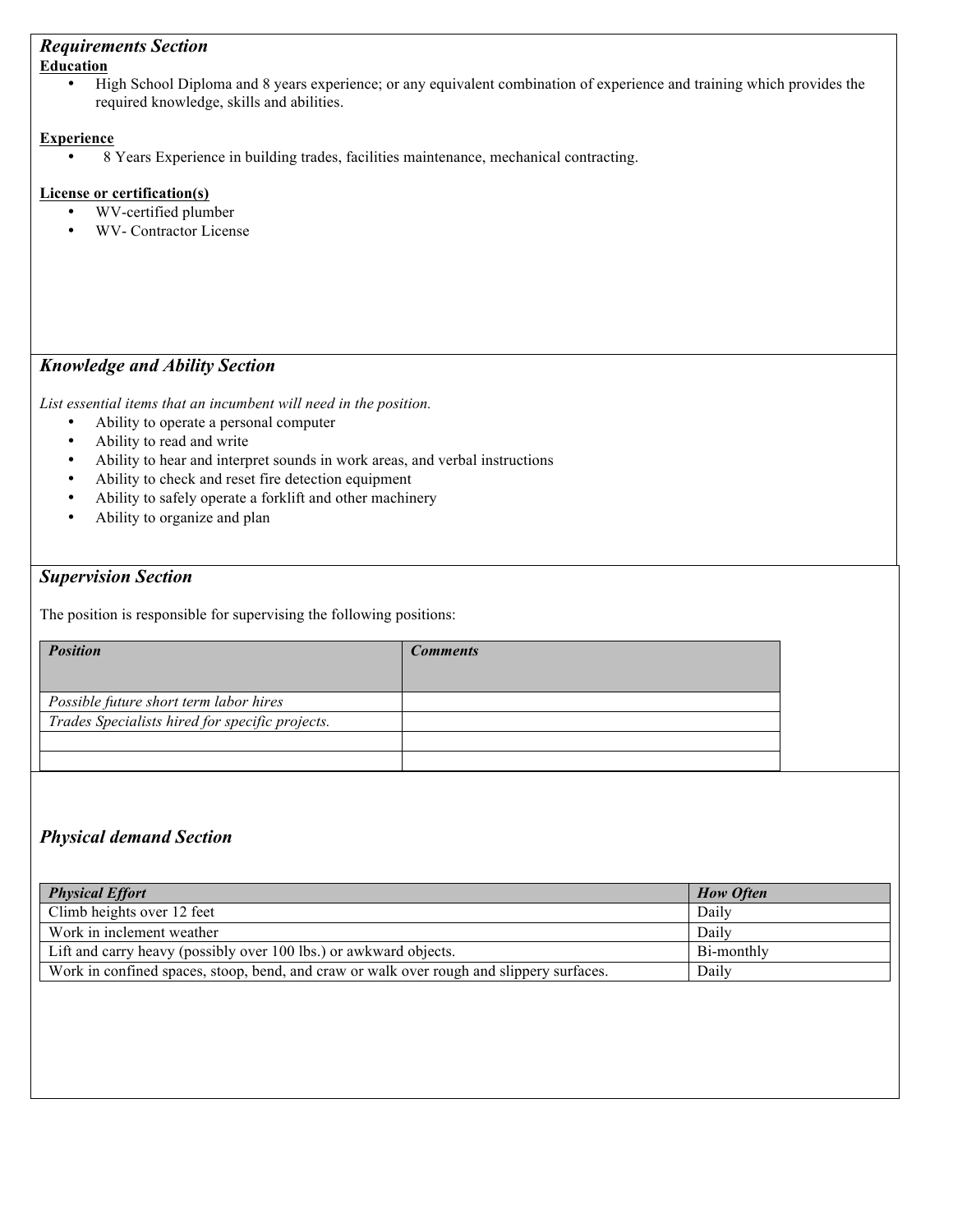## *Requirements Section*

**Education**

- High School Diploma and 8 years experience; or any equivalent combination of experience and training which provides the required knowledge, skills and abilities.

**Experience**

- 8 Years Experience in building trades, facilities maintenance, mechanical contracting.

**License or certification(s)**

- WV-certified plumber
- WV- Contractor License

## *Knowledge and Ability Section*

*List essential items that an incumbent will need in the position.*

- Ability to operate a personal computer
- Ability to read and write
- Ability to hear and interpret sounds in work areas, and verbal instructions
- Ability to check and reset fire detection equipment
- Ability to safely operate a forklift and other machinery
- Ability to organize and plan

## *Supervision Section*

The position is responsible for supervising the following positions:

| ***Position*** | ***Comments*** |
|---|---|
| *Possible future short term labor hires* | |
| *Trades Specialists hired for specific projects.* | |
| | |
| | |

## *Physical demand Section*

| ***Physical Effort*** | ***How Often*** |
|---|---|
| Climb heights over 12 feet | Daily |
| Work in inclement weather | Daily |
| Lift and carry heavy (possibly over 100 lbs.) or awkward objects. | Bi-monthly |
| Work in confined spaces, stoop, bend, and craw or walk over rough and slippery surfaces. | Daily |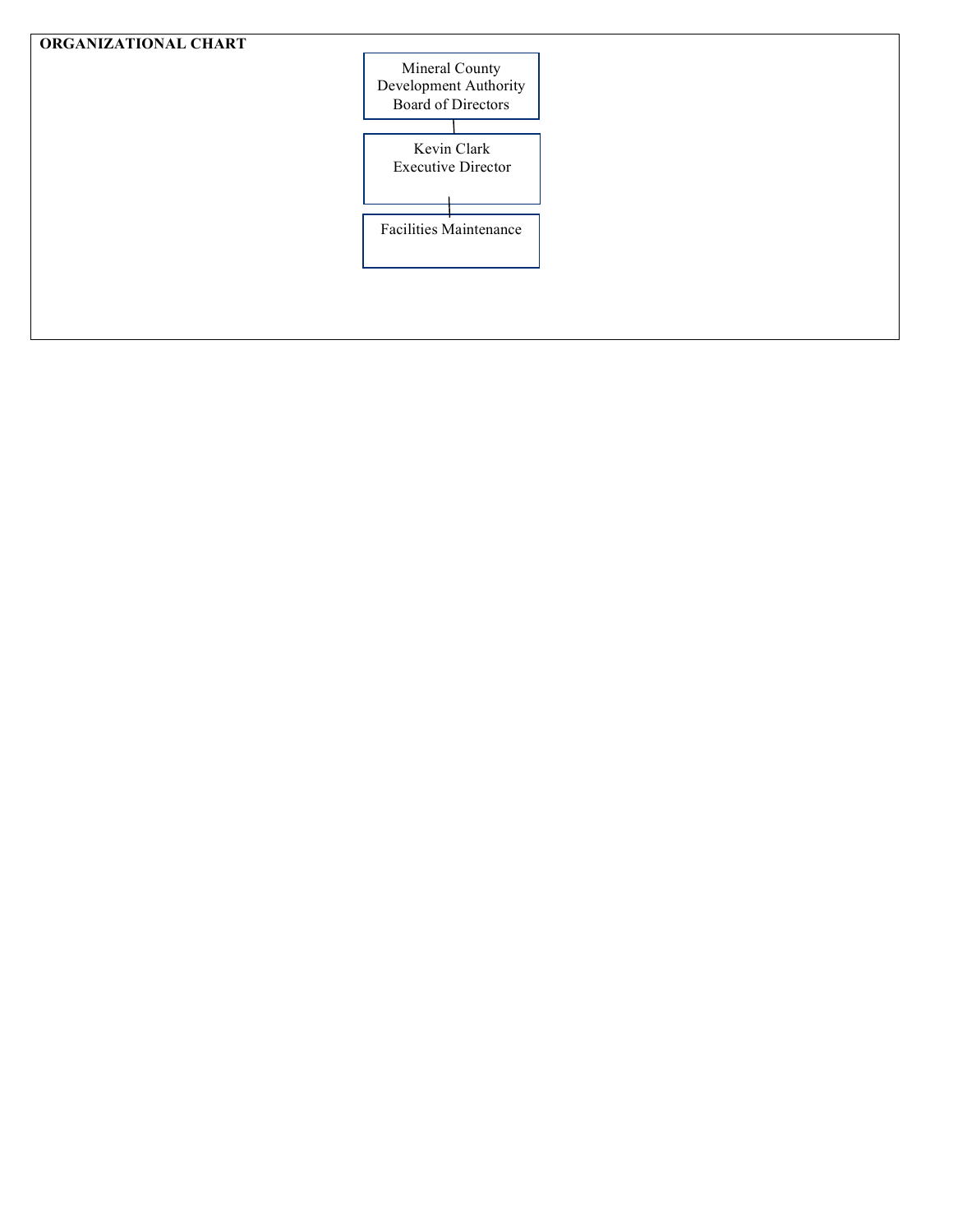**ORGANIZATIONAL CHART**

Mineral County Development Authority Board of Directors

Kevin Clark
Executive Director

Facilities Maintenance